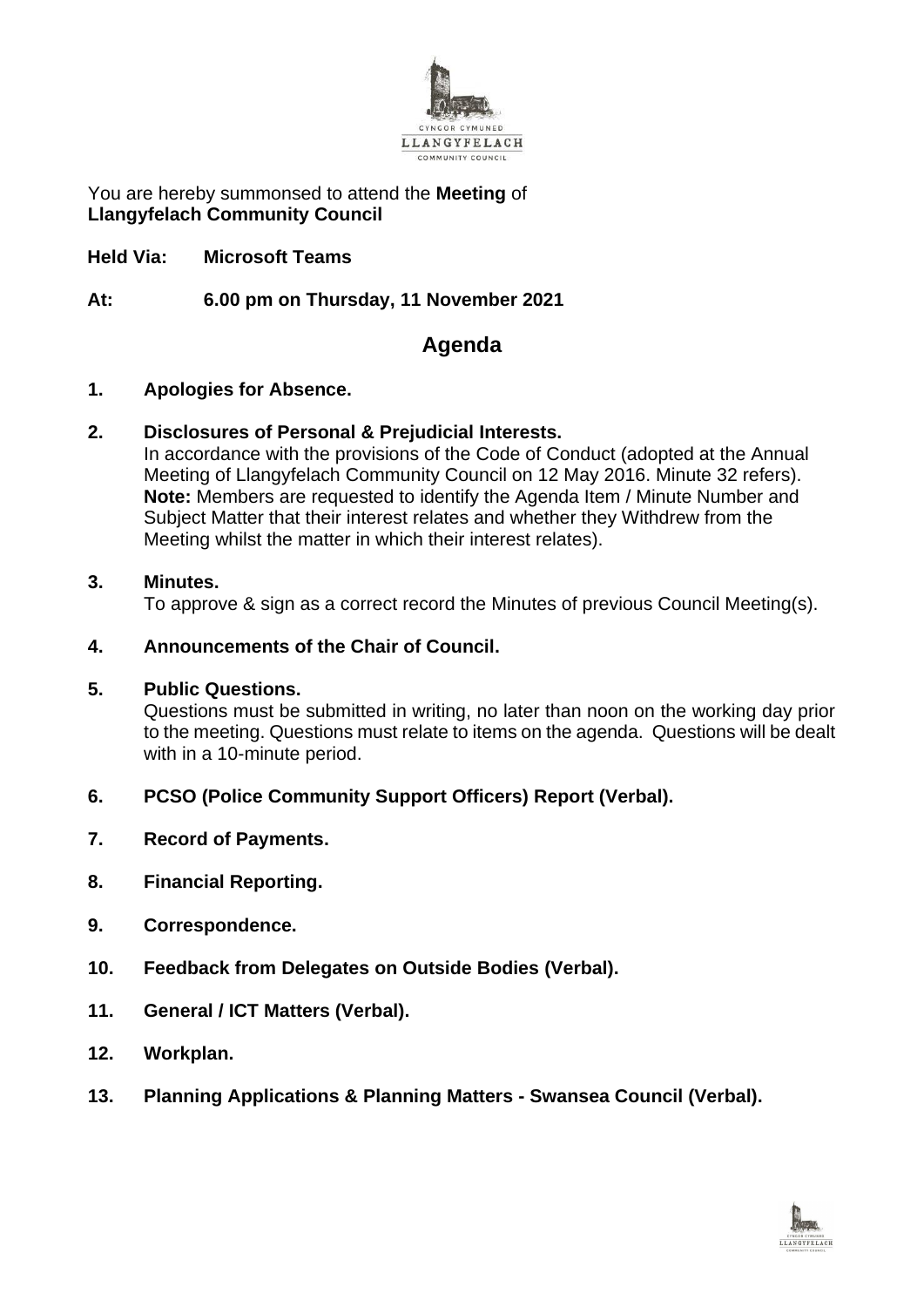You are hereby summonsed to attend the **Meeting** of
**Llangyfelach Community Council**

**Held Via: Microsoft Teams**

**At: 6.00 pm on Thursday, 11 November 2021**

## Agenda

1. **Apologies for Absence.**

2. **Disclosures of Personal & Prejudicial Interests.**
   In accordance with the provisions of the Code of Conduct (adopted at the Annual Meeting of Llangyfelach Community Council on 12 May 2016. Minute 32 refers).
   **Note:** Members are requested to identify the Agenda Item / Minute Number and Subject Matter that their interest relates and whether they Withdrew from the Meeting whilst the matter in which their interest relates).

3. **Minutes.**
   To approve & sign as a correct record the Minutes of previous Council Meeting(s).

4. **Announcements of the Chair of Council.**

5. **Public Questions.**
   Questions must be submitted in writing, no later than noon on the working day prior to the meeting. Questions must relate to items on the agenda. Questions will be dealt with in a 10-minute period.

6. **PCSO (Police Community Support Officers) Report (Verbal).**

7. **Record of Payments.**

8. **Financial Reporting.**

9. **Correspondence.**

10. **Feedback from Delegates on Outside Bodies (Verbal).**

11. **General / ICT Matters (Verbal).**

12. **Workplan.**

13. **Planning Applications & Planning Matters - Swansea Council (Verbal).**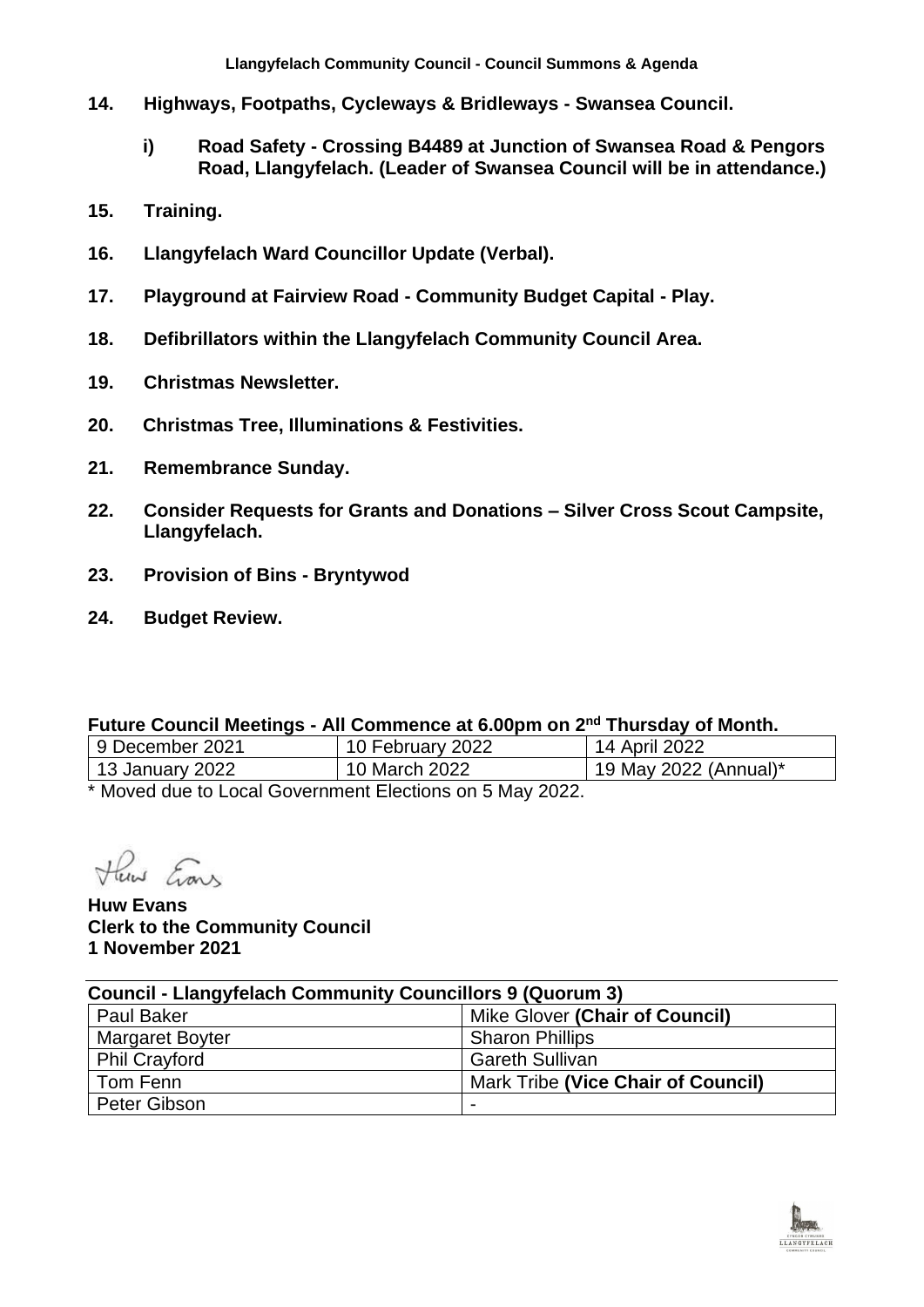**14. Highways, Footpaths, Cycleways & Bridleways - Swansea Council.**

> **i) Road Safety - Crossing B4489 at Junction of Swansea Road & Pengors Road, Llangyfelach. (Leader of Swansea Council will be in attendance.)**

**15. Training.**

**16. Llangyfelach Ward Councillor Update (Verbal).**

**17. Playground at Fairview Road - Community Budget Capital - Play.**

**18. Defibrillators within the Llangyfelach Community Council Area.**

**19. Christmas Newsletter.**

**20. Christmas Tree, Illuminations & Festivities.**

**21. Remembrance Sunday.**

**22. Consider Requests for Grants and Donations – Silver Cross Scout Campsite, Llangyfelach.**

**23. Provision of Bins - Bryntywod**

**24. Budget Review.**

**Future Council Meetings - All Commence at 6.00pm on 2nd Thursday of Month.**

| | | |
|---|---|---|
| 9 December 2021 | 10 February 2022 | 14 April 2022 |
| 13 January 2022 | 10 March 2022 | 19 May 2022 (Annual)* |

* Moved due to Local Government Elections on 5 May 2022.

Huw Evans

**Huw Evans**
**Clerk to the Community Council**
**1 November 2021**

**Council - Llangyfelach Community Councillors 9 (Quorum 3)**

| | |
|---|---|
| Paul Baker | Mike Glover **(Chair of Council)** |
| Margaret Boyter | Sharon Phillips |
| Phil Crayford | Gareth Sullivan |
| Tom Fenn | Mark Tribe **(Vice Chair of Council)** |
| Peter Gibson | - |